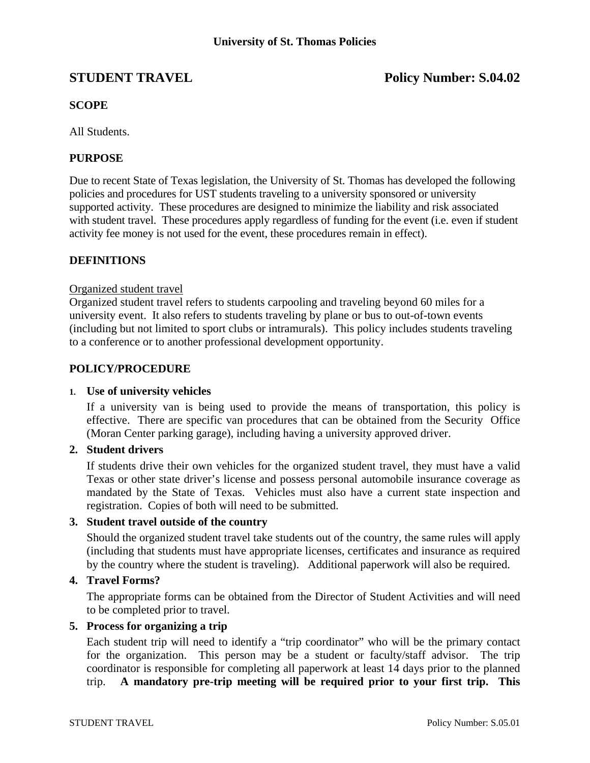University of St. Thomas Policies

# STUDENT TRAVEL — Policy Number: S.04.02

## SCOPE

All Students.

## PURPOSE

Due to recent State of Texas legislation, the University of St. Thomas has developed the following policies and procedures for UST students traveling to a university sponsored or university supported activity. These procedures are designed to minimize the liability and risk associated with student travel. These procedures apply regardless of funding for the event (i.e. even if student activity fee money is not used for the event, these procedures remain in effect).

## DEFINITIONS

<u>Organized student travel</u>

Organized student travel refers to students carpooling and traveling beyond 60 miles for a university event. It also refers to students traveling by plane or bus to out-of-town events (including but not limited to sport clubs or intramurals). This policy includes students traveling to a conference or to another professional development opportunity.

## POLICY/PROCEDURE

1. **Use of university vehicles**

   If a university van is being used to provide the means of transportation, this policy is effective. There are specific van procedures that can be obtained from the Security Office (Moran Center parking garage), including having a university approved driver.

2. **Student drivers**

   If students drive their own vehicles for the organized student travel, they must have a valid Texas or other state driver's license and possess personal automobile insurance coverage as mandated by the State of Texas. Vehicles must also have a current state inspection and registration. Copies of both will need to be submitted.

3. **Student travel outside of the country**

   Should the organized student travel take students out of the country, the same rules will apply (including that students must have appropriate licenses, certificates and insurance as required by the country where the student is traveling). Additional paperwork will also be required.

4. **Travel Forms?**

   The appropriate forms can be obtained from the Director of Student Activities and will need to be completed prior to travel.

5. **Process for organizing a trip**

   Each student trip will need to identify a "trip coordinator" who will be the primary contact for the organization. This person may be a student or faculty/staff advisor. The trip coordinator is responsible for completing all paperwork at least 14 days prior to the planned trip. **A mandatory pre-trip meeting will be required prior to your first trip. This**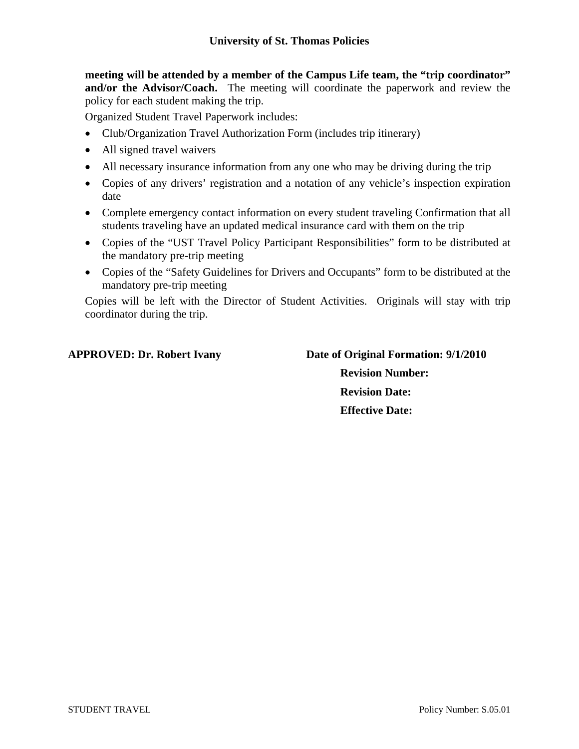**meeting will be attended by a member of the Campus Life team, the "trip coordinator" and/or the Advisor/Coach.** The meeting will coordinate the paperwork and review the policy for each student making the trip.

Organized Student Travel Paperwork includes:

- Club/Organization Travel Authorization Form (includes trip itinerary)
- All signed travel waivers
- All necessary insurance information from any one who may be driving during the trip
- Copies of any drivers' registration and a notation of any vehicle's inspection expiration date
- Complete emergency contact information on every student traveling Confirmation that all students traveling have an updated medical insurance card with them on the trip
- Copies of the "UST Travel Policy Participant Responsibilities" form to be distributed at the mandatory pre-trip meeting
- Copies of the "Safety Guidelines for Drivers and Occupants" form to be distributed at the mandatory pre-trip meeting

Copies will be left with the Director of Student Activities. Originals will stay with trip coordinator during the trip.

**APPROVED: Dr. Robert Ivany**

**Date of Original Formation: 9/1/2010**

**Revision Number:**

**Revision Date:**

**Effective Date:**